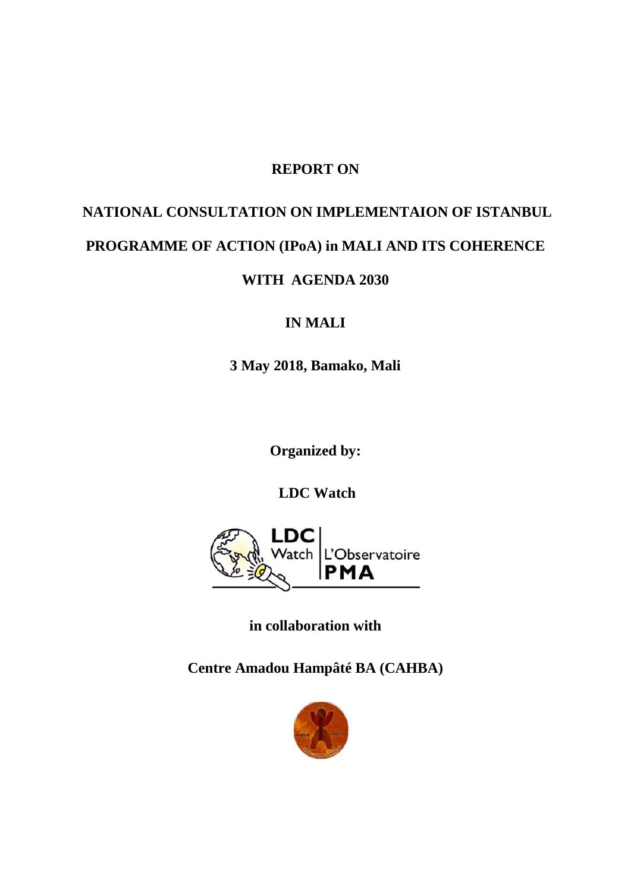# REPORT ON

# NATIONAL CONSULTATION ON IMPLEMENTAION OF ISTANBUL PROGRAMME OF ACTION (IPoA) in MALI AND ITS COHERENCE WITH AGENDA 2030

# IN MALI

**3 May 2018, Bamako, Mali**

**Organized by:**

**LDC Watch**

**in collaboration with**

**Centre Amadou Hampâté BA (CAHBA)**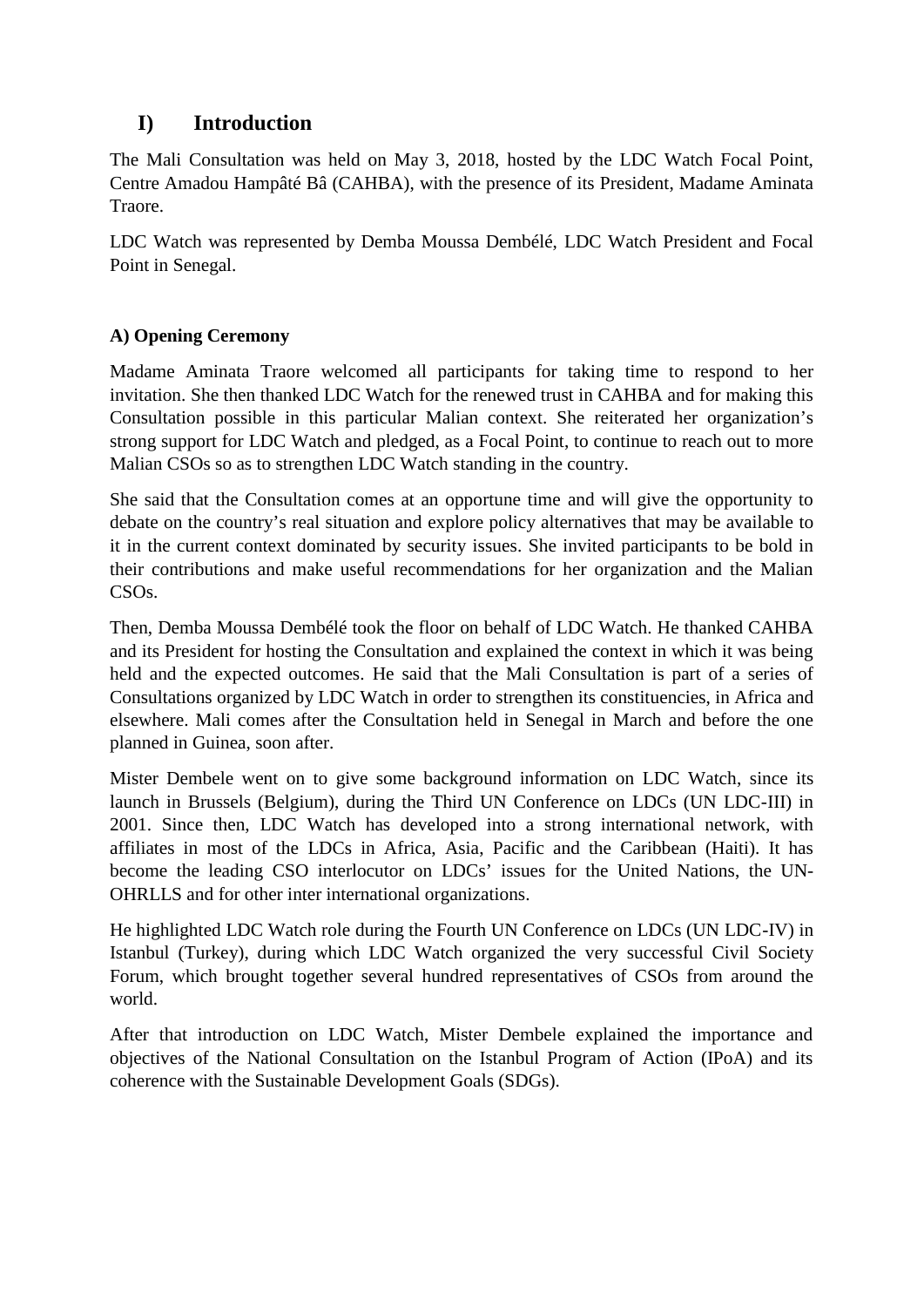# I) Introduction

The Mali Consultation was held on May 3, 2018, hosted by the LDC Watch Focal Point, Centre Amadou Hampâté Bâ (CAHBA), with the presence of its President, Madame Aminata Traore.

LDC Watch was represented by Demba Moussa Dembélé, LDC Watch President and Focal Point in Senegal.

**A) Opening Ceremony**

Madame Aminata Traore welcomed all participants for taking time to respond to her invitation. She then thanked LDC Watch for the renewed trust in CAHBA and for making this Consultation possible in this particular Malian context. She reiterated her organization's strong support for LDC Watch and pledged, as a Focal Point, to continue to reach out to more Malian CSOs so as to strengthen LDC Watch standing in the country.

She said that the Consultation comes at an opportune time and will give the opportunity to debate on the country's real situation and explore policy alternatives that may be available to it in the current context dominated by security issues. She invited participants to be bold in their contributions and make useful recommendations for her organization and the Malian CSOs.

Then, Demba Moussa Dembélé took the floor on behalf of LDC Watch. He thanked CAHBA and its President for hosting the Consultation and explained the context in which it was being held and the expected outcomes. He said that the Mali Consultation is part of a series of Consultations organized by LDC Watch in order to strengthen its constituencies, in Africa and elsewhere. Mali comes after the Consultation held in Senegal in March and before the one planned in Guinea, soon after.

Mister Dembele went on to give some background information on LDC Watch, since its launch in Brussels (Belgium), during the Third UN Conference on LDCs (UN LDC-III) in 2001. Since then, LDC Watch has developed into a strong international network, with affiliates in most of the LDCs in Africa, Asia, Pacific and the Caribbean (Haiti). It has become the leading CSO interlocutor on LDCs' issues for the United Nations, the UN-OHRLLS and for other inter international organizations.

He highlighted LDC Watch role during the Fourth UN Conference on LDCs (UN LDC-IV) in Istanbul (Turkey), during which LDC Watch organized the very successful Civil Society Forum, which brought together several hundred representatives of CSOs from around the world.

After that introduction on LDC Watch, Mister Dembele explained the importance and objectives of the National Consultation on the Istanbul Program of Action (IPoA) and its coherence with the Sustainable Development Goals (SDGs).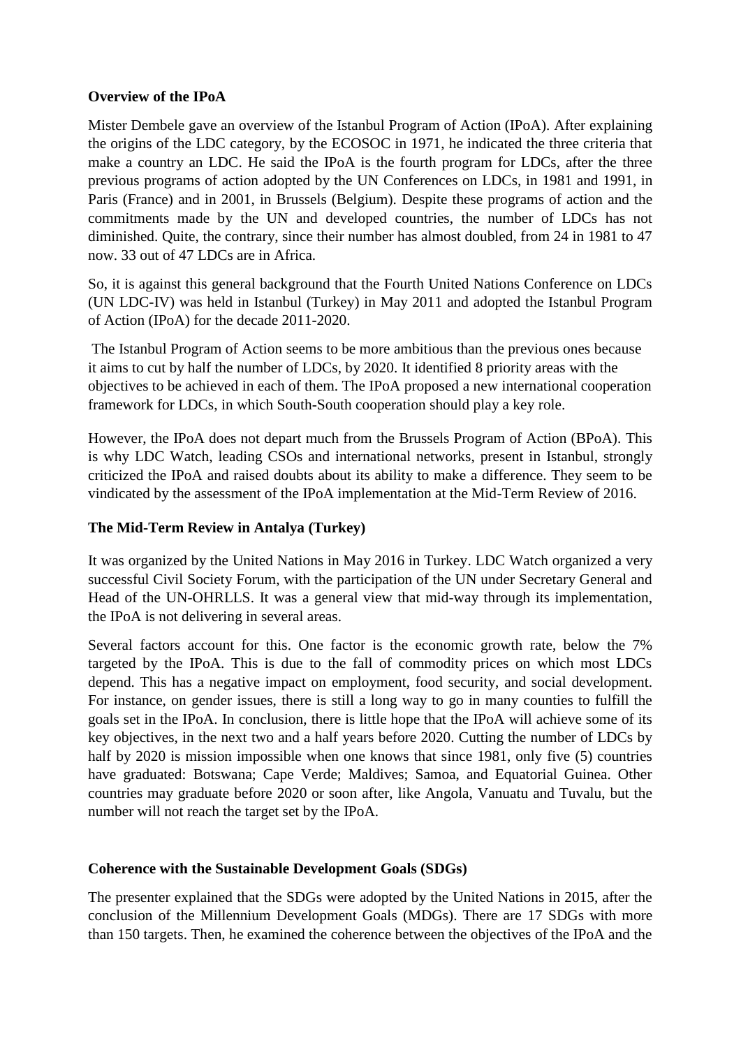**Overview of the IPoA**

Mister Dembele gave an overview of the Istanbul Program of Action (IPoA). After explaining the origins of the LDC category, by the ECOSOC in 1971, he indicated the three criteria that make a country an LDC. He said the IPoA is the fourth program for LDCs, after the three previous programs of action adopted by the UN Conferences on LDCs, in 1981 and 1991, in Paris (France) and in 2001, in Brussels (Belgium). Despite these programs of action and the commitments made by the UN and developed countries, the number of LDCs has not diminished. Quite, the contrary, since their number has almost doubled, from 24 in 1981 to 47 now. 33 out of 47 LDCs are in Africa.

So, it is against this general background that the Fourth United Nations Conference on LDCs (UN LDC-IV) was held in Istanbul (Turkey) in May 2011 and adopted the Istanbul Program of Action (IPoA) for the decade 2011-2020.

The Istanbul Program of Action seems to be more ambitious than the previous ones because it aims to cut by half the number of LDCs, by 2020. It identified 8 priority areas with the objectives to be achieved in each of them. The IPoA proposed a new international cooperation framework for LDCs, in which South-South cooperation should play a key role.

However, the IPoA does not depart much from the Brussels Program of Action (BPoA). This is why LDC Watch, leading CSOs and international networks, present in Istanbul, strongly criticized the IPoA and raised doubts about its ability to make a difference. They seem to be vindicated by the assessment of the IPoA implementation at the Mid-Term Review of 2016.

**The Mid-Term Review in Antalya (Turkey)**

It was organized by the United Nations in May 2016 in Turkey. LDC Watch organized a very successful Civil Society Forum, with the participation of the UN under Secretary General and Head of the UN-OHRLLS. It was a general view that mid-way through its implementation, the IPoA is not delivering in several areas.

Several factors account for this. One factor is the economic growth rate, below the 7% targeted by the IPoA. This is due to the fall of commodity prices on which most LDCs depend. This has a negative impact on employment, food security, and social development. For instance, on gender issues, there is still a long way to go in many counties to fulfill the goals set in the IPoA. In conclusion, there is little hope that the IPoA will achieve some of its key objectives, in the next two and a half years before 2020. Cutting the number of LDCs by half by 2020 is mission impossible when one knows that since 1981, only five (5) countries have graduated: Botswana; Cape Verde; Maldives; Samoa, and Equatorial Guinea. Other countries may graduate before 2020 or soon after, like Angola, Vanuatu and Tuvalu, but the number will not reach the target set by the IPoA.

**Coherence with the Sustainable Development Goals (SDGs)**

The presenter explained that the SDGs were adopted by the United Nations in 2015, after the conclusion of the Millennium Development Goals (MDGs). There are 17 SDGs with more than 150 targets. Then, he examined the coherence between the objectives of the IPoA and the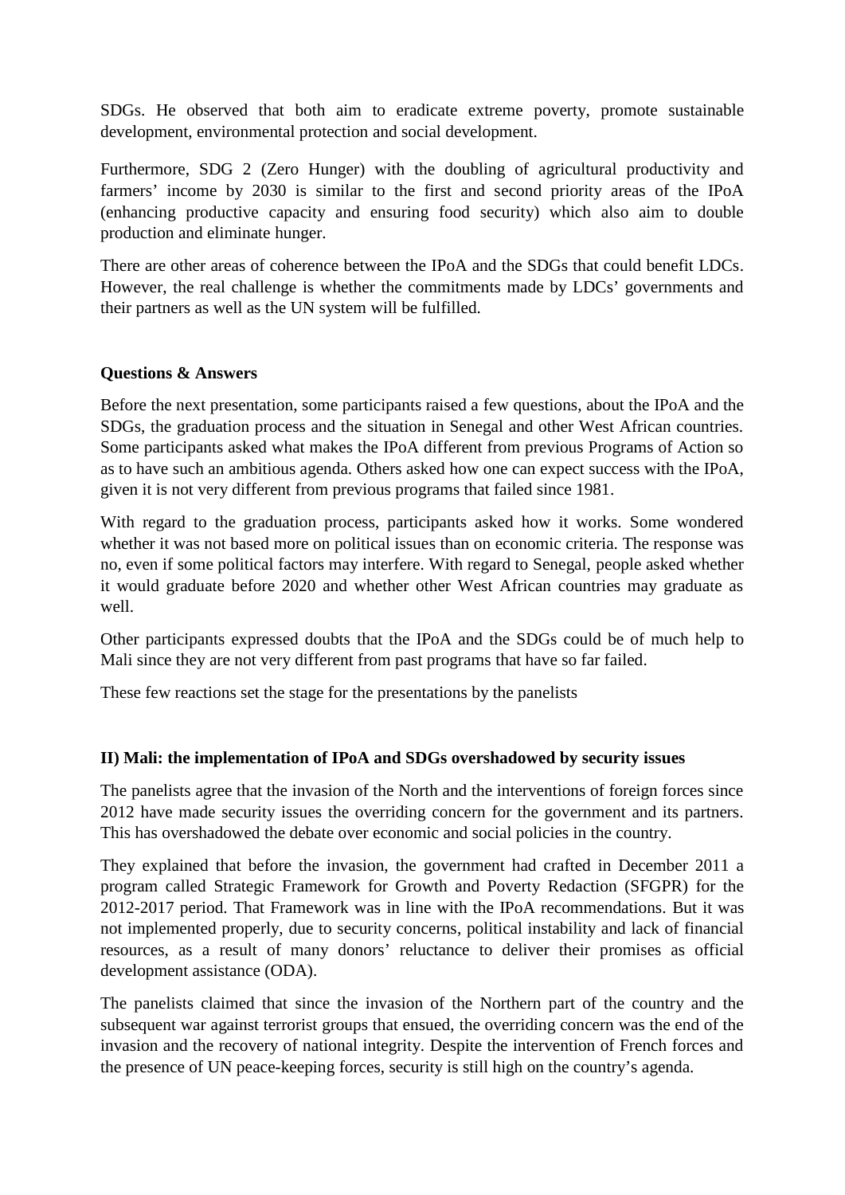SDGs. He observed that both aim to eradicate extreme poverty, promote sustainable development, environmental protection and social development.

Furthermore, SDG 2 (Zero Hunger) with the doubling of agricultural productivity and farmers' income by 2030 is similar to the first and second priority areas of the IPoA (enhancing productive capacity and ensuring food security) which also aim to double production and eliminate hunger.

There are other areas of coherence between the IPoA and the SDGs that could benefit LDCs. However, the real challenge is whether the commitments made by LDCs' governments and their partners as well as the UN system will be fulfilled.

**Questions & Answers**

Before the next presentation, some participants raised a few questions, about the IPoA and the SDGs, the graduation process and the situation in Senegal and other West African countries. Some participants asked what makes the IPoA different from previous Programs of Action so as to have such an ambitious agenda. Others asked how one can expect success with the IPoA, given it is not very different from previous programs that failed since 1981.

With regard to the graduation process, participants asked how it works. Some wondered whether it was not based more on political issues than on economic criteria. The response was no, even if some political factors may interfere. With regard to Senegal, people asked whether it would graduate before 2020 and whether other West African countries may graduate as well.

Other participants expressed doubts that the IPoA and the SDGs could be of much help to Mali since they are not very different from past programs that have so far failed.

These few reactions set the stage for the presentations by the panelists

**II) Mali: the implementation of IPoA and SDGs overshadowed by security issues**

The panelists agree that the invasion of the North and the interventions of foreign forces since 2012 have made security issues the overriding concern for the government and its partners. This has overshadowed the debate over economic and social policies in the country.

They explained that before the invasion, the government had crafted in December 2011 a program called Strategic Framework for Growth and Poverty Redaction (SFGPR) for the 2012-2017 period. That Framework was in line with the IPoA recommendations. But it was not implemented properly, due to security concerns, political instability and lack of financial resources, as a result of many donors' reluctance to deliver their promises as official development assistance (ODA).

The panelists claimed that since the invasion of the Northern part of the country and the subsequent war against terrorist groups that ensued, the overriding concern was the end of the invasion and the recovery of national integrity. Despite the intervention of French forces and the presence of UN peace-keeping forces, security is still high on the country's agenda.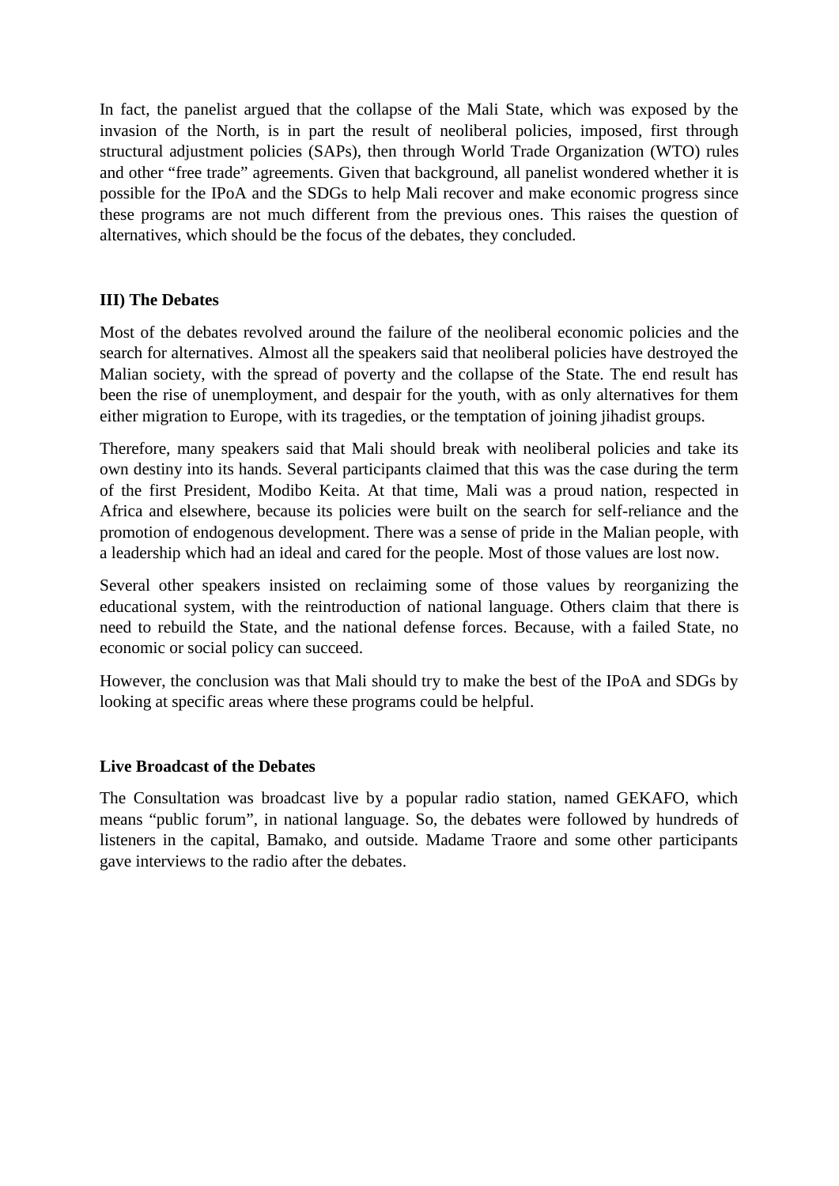In fact, the panelist argued that the collapse of the Mali State, which was exposed by the invasion of the North, is in part the result of neoliberal policies, imposed, first through structural adjustment policies (SAPs), then through World Trade Organization (WTO) rules and other "free trade" agreements. Given that background, all panelist wondered whether it is possible for the IPoA and the SDGs to help Mali recover and make economic progress since these programs are not much different from the previous ones. This raises the question of alternatives, which should be the focus of the debates, they concluded.

### III) The Debates

Most of the debates revolved around the failure of the neoliberal economic policies and the search for alternatives. Almost all the speakers said that neoliberal policies have destroyed the Malian society, with the spread of poverty and the collapse of the State. The end result has been the rise of unemployment, and despair for the youth, with as only alternatives for them either migration to Europe, with its tragedies, or the temptation of joining jihadist groups.

Therefore, many speakers said that Mali should break with neoliberal policies and take its own destiny into its hands. Several participants claimed that this was the case during the term of the first President, Modibo Keita. At that time, Mali was a proud nation, respected in Africa and elsewhere, because its policies were built on the search for self-reliance and the promotion of endogenous development. There was a sense of pride in the Malian people, with a leadership which had an ideal and cared for the people. Most of those values are lost now.

Several other speakers insisted on reclaiming some of those values by reorganizing the educational system, with the reintroduction of national language. Others claim that there is need to rebuild the State, and the national defense forces. Because, with a failed State, no economic or social policy can succeed.

However, the conclusion was that Mali should try to make the best of the IPoA and SDGs by looking at specific areas where these programs could be helpful.

### Live Broadcast of the Debates

The Consultation was broadcast live by a popular radio station, named GEKAFO, which means "public forum", in national language. So, the debates were followed by hundreds of listeners in the capital, Bamako, and outside. Madame Traore and some other participants gave interviews to the radio after the debates.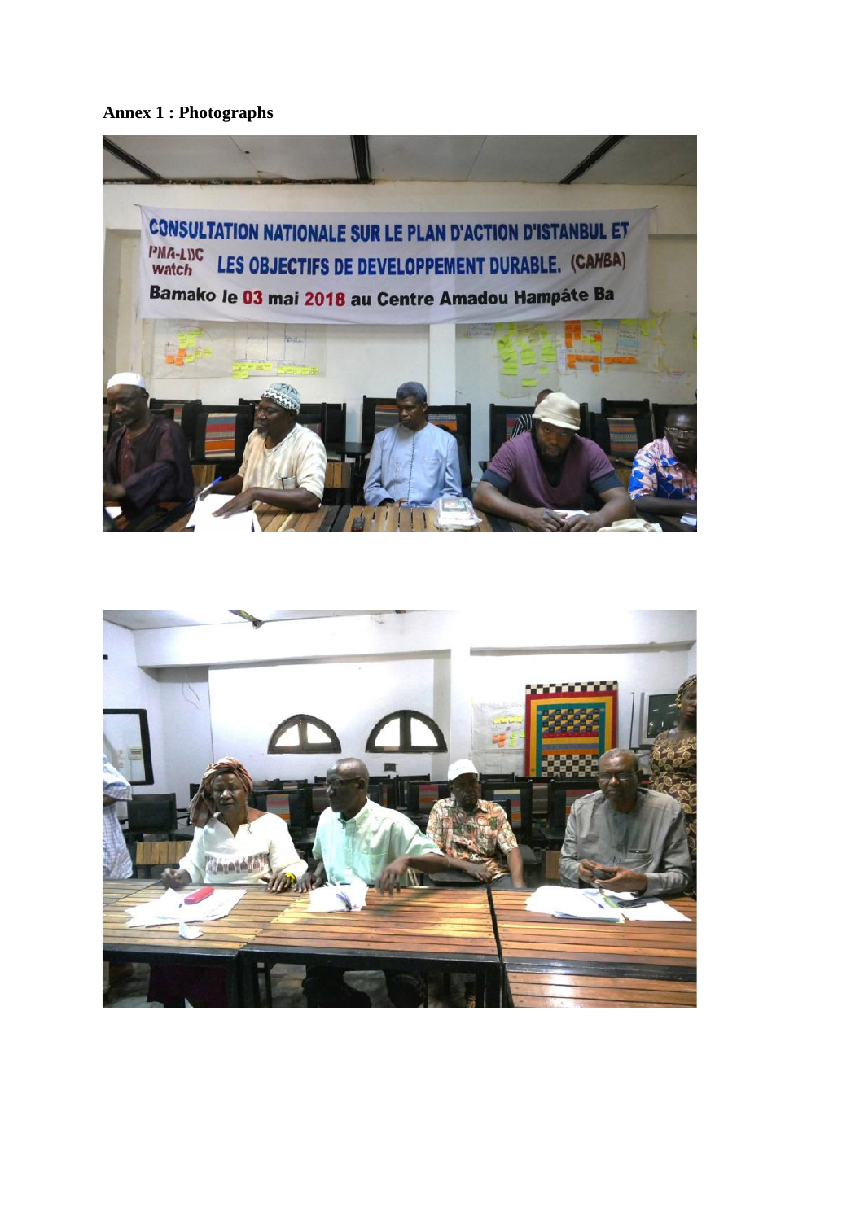**Annex 1 : Photographs**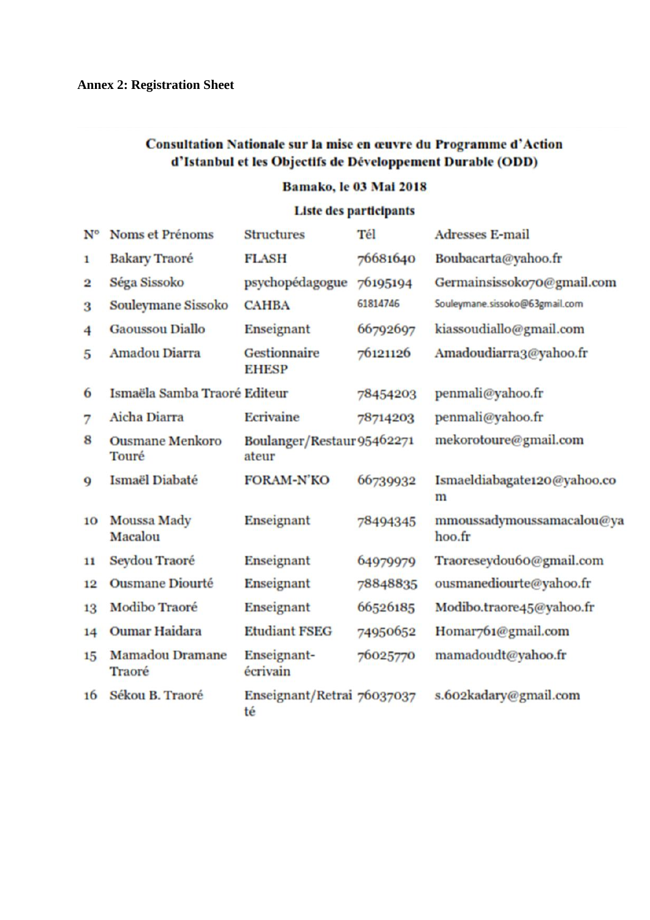**Annex 2: Registration Sheet**

**Consultation Nationale sur la mise en œuvre du Programme d'Action d'Istanbul et les Objectifs de Développement Durable (ODD)**

**Bamako, le 03 Mai 2018**

**Liste des participants**

| N° | Noms et Prénoms | Structures | Tél | Adresses E-mail |
|---|---|---|---|---|
| 1 | Bakary Traoré | FLASH | 76681640 | Boubacarta@yahoo.fr |
| 2 | Séga Sissoko | psychopédagogue | 76195194 | Germainsissoko70@gmail.com |
| 3 | Souleymane Sissoko | CAHBA | 61814746 | Souleymane.sissoko@63gmail.com |
| 4 | Gaoussou Diallo | Enseignant | 66792697 | kiassoudiallo@gmail.com |
| 5 | Amadou Diarra | Gestionnaire EHESP | 76121126 | Amadoudiarra3@yahoo.fr |
| 6 | Ismaëla Samba Traoré | Editeur | 78454203 | penmali@yahoo.fr |
| 7 | Aicha Diarra | Ecrivaine | 78714203 | penmali@yahoo.fr |
| 8 | Ousmane Menkoro Touré | Boulanger/Restaurateur | 95462271 | mekorotoure@gmail.com |
| 9 | Ismaël Diabaté | FORAM-N'KO | 66739932 | Ismaeldiabagate120@yahoo.com |
| 10 | Moussa Mady Macalou | Enseignant | 78494345 | mmoussadymoussamacalou@yahoo.fr |
| 11 | Seydou Traoré | Enseignant | 64979979 | Traoreseydou60@gmail.com |
| 12 | Ousmane Diourté | Enseignant | 78848835 | ousmanediourte@yahoo.fr |
| 13 | Modibo Traoré | Enseignant | 66526185 | Modibo.traore45@yahoo.fr |
| 14 | Oumar Haidara | Etudiant FSEG | 74950652 | Homar761@gmail.com |
| 15 | Mamadou Dramane Traoré | Enseignant-écrivain | 76025770 | mamadoudt@yahoo.fr |
| 16 | Sékou B. Traoré | Enseignant/Retraité | 76037037 | s.602kadary@gmail.com |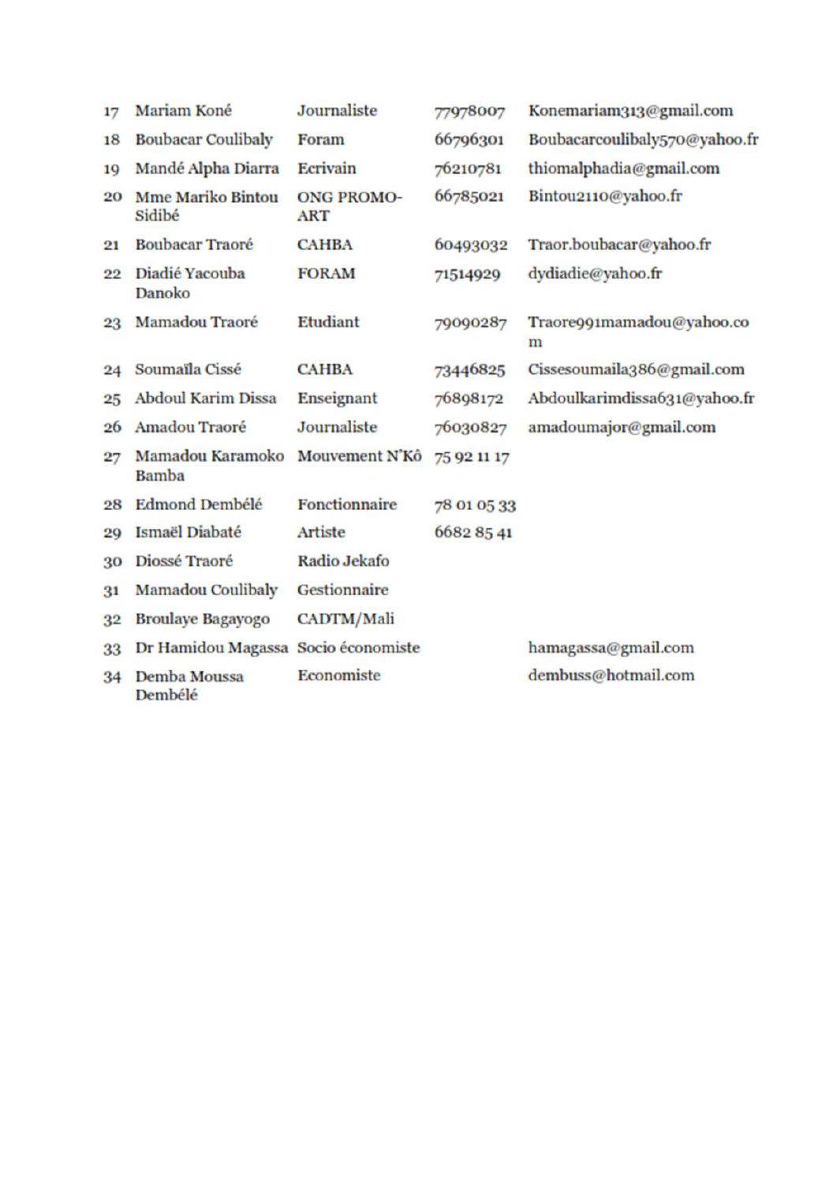| | | | | |
|---|---|---|---|---|
| 17 | Mariam Koné | Journaliste | 77978007 | Konemariam313@gmail.com |
| 18 | Boubacar Coulibaly | Foram | 66796301 | Boubacarcoulibaly570@yahoo.fr |
| 19 | Mandé Alpha Diarra | Ecrivain | 76210781 | thiomalphadia@gmail.com |
| 20 | Mme Mariko Bintou Sidibé | ONG PROMO-ART | 66785021 | Bintou2110@yahoo.fr |
| 21 | Boubacar Traoré | CAHBA | 60493032 | Traor.boubacar@yahoo.fr |
| 22 | Diadié Yacouba Danoko | FORAM | 71514929 | dydiadie@yahoo.fr |
| 23 | Mamadou Traoré | Etudiant | 79090287 | Traore991mamadou@yahoo.com |
| 24 | Soumaïla Cissé | CAHBA | 73446825 | Cissesoumaila386@gmail.com |
| 25 | Abdoul Karim Dissa | Enseignant | 76898172 | Abdoulkarimdissa631@yahoo.fr |
| 26 | Amadou Traoré | Journaliste | 76030827 | amadoumajor@gmail.com |
| 27 | Mamadou Karamoko Bamba | Mouvement N'Kô | 75 92 11 17 | |
| 28 | Edmond Dembélé | Fonctionnaire | 78 01 05 33 | |
| 29 | Ismaël Diabaté | Artiste | 6682 85 41 | |
| 30 | Diossé Traoré | Radio Jekafo | | |
| 31 | Mamadou Coulibaly | Gestionnaire | | |
| 32 | Broulaye Bagayogo | CADTM/Mali | | |
| 33 | Dr Hamidou Magassa | Socio économiste | | hamagassa@gmail.com |
| 34 | Demba Moussa Dembélé | Economiste | | dembuss@hotmail.com |